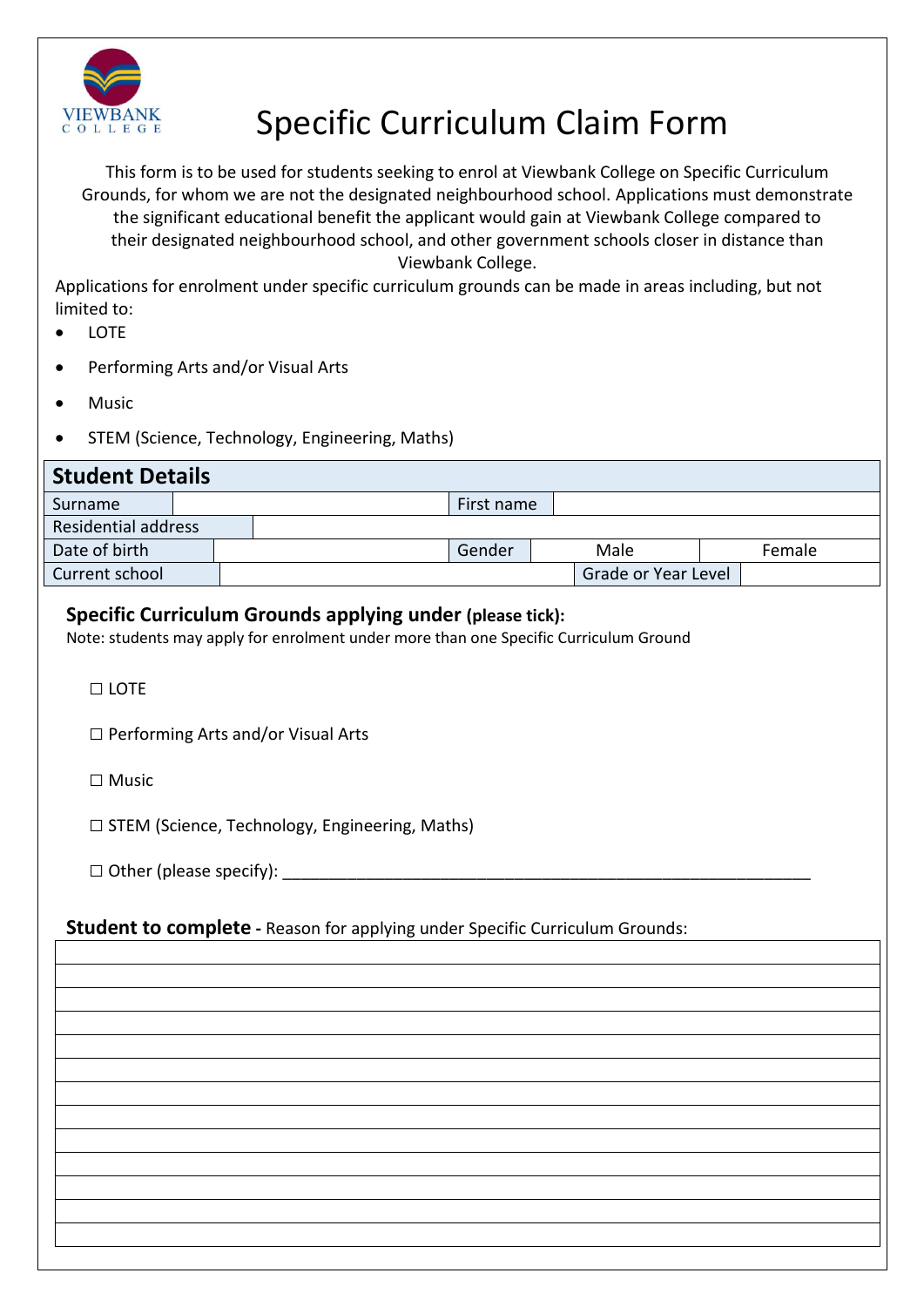VIEWBANK COLLEGE

# Specific Curriculum Claim Form

This form is to be used for students seeking to enrol at Viewbank College on Specific Curriculum Grounds, for whom we are not the designated neighbourhood school. Applications must demonstrate the significant educational benefit the applicant would gain at Viewbank College compared to their designated neighbourhood school, and other government schools closer in distance than Viewbank College.

Applications for enrolment under specific curriculum grounds can be made in areas including, but not limited to:

- LOTE
- Performing Arts and/or Visual Arts
- Music
- STEM (Science, Technology, Engineering, Maths)

## Student Details

| Surname | | First name | |
|---|---|---|---|
| Residential address | | | |
| Date of birth | | Gender | Male / Female |
| Current school | | Grade or Year Level | |

### Specific Curriculum Grounds applying under (please tick):

Note: students may apply for enrolment under more than one Specific Curriculum Ground

☐ LOTE

☐ Performing Arts and/or Visual Arts

☐ Music

☐ STEM (Science, Technology, Engineering, Maths)

☐ Other (please specify): ____________________________________________________________

**Student to complete -** Reason for applying under Specific Curriculum Grounds:

| |
|---|
| |
| |
| |
| |
| |
| |
| |
| |
| |
| |
| |
| |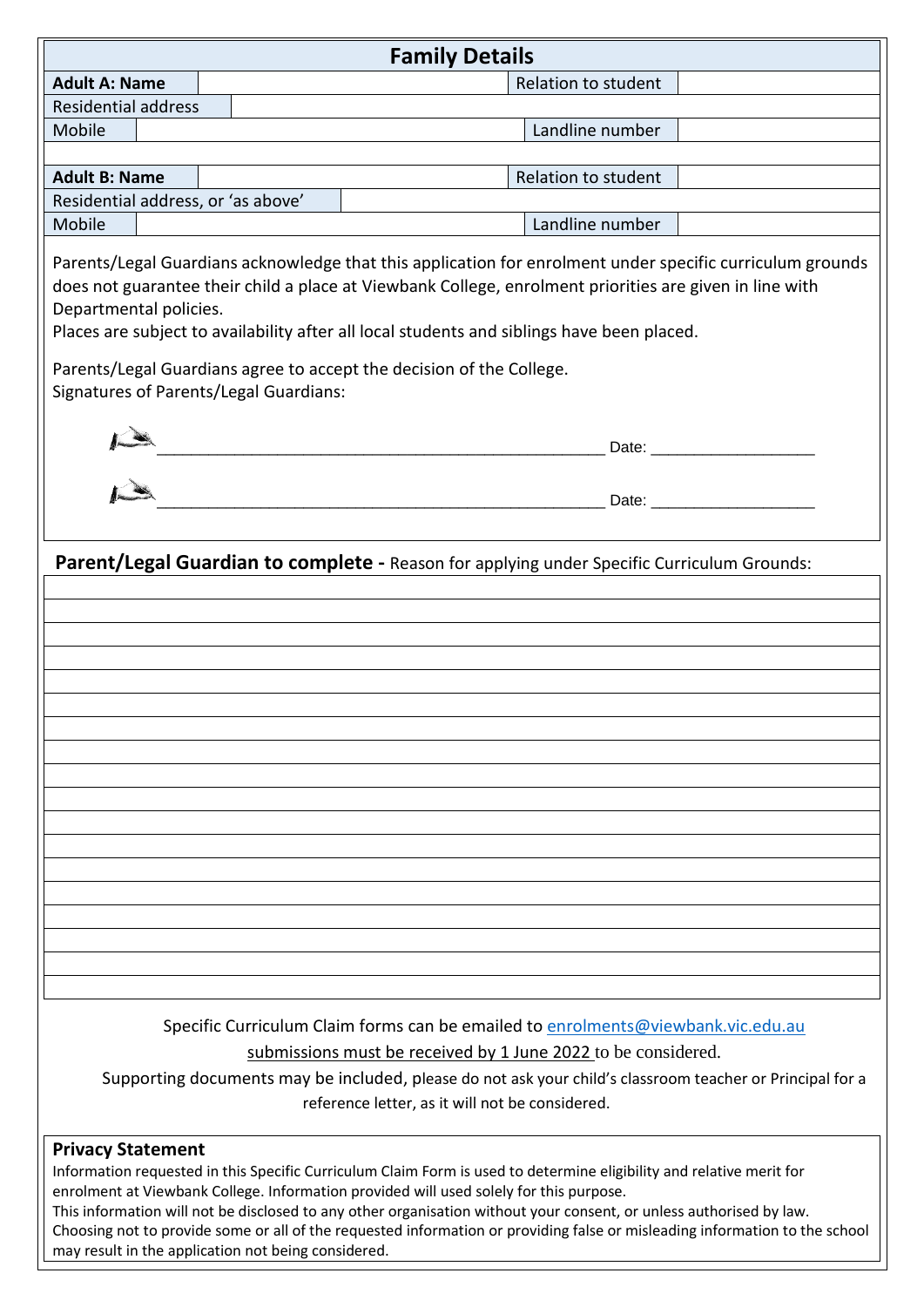## Family Details

| | | | |
|---|---|---|---|
| **Adult A: Name** | | Relation to student | |
| Residential address | | | |
| Mobile | | Landline number | |
| | | | |
| **Adult B: Name** | | Relation to student | |
| Residential address, or 'as above' | | | |
| Mobile | | Landline number | |

Parents/Legal Guardians acknowledge that this application for enrolment under specific curriculum grounds does not guarantee their child a place at Viewbank College, enrolment priorities are given in line with Departmental policies.
Places are subject to availability after all local students and siblings have been placed.

Parents/Legal Guardians agree to accept the decision of the College.
Signatures of Parents/Legal Guardians:

_________________________________________________ Date: __________________

_________________________________________________ Date: __________________

**Parent/Legal Guardian to complete -** Reason for applying under Specific Curriculum Grounds:

Specific Curriculum Claim forms can be emailed to enrolments@viewbank.vic.edu.au

submissions must be received by 1 June 2022 to be considered.

Supporting documents may be included, please do not ask your child's classroom teacher or Principal for a reference letter, as it will not be considered.

**Privacy Statement**

Information requested in this Specific Curriculum Claim Form is used to determine eligibility and relative merit for enrolment at Viewbank College. Information provided will used solely for this purpose.
This information will not be disclosed to any other organisation without your consent, or unless authorised by law.
Choosing not to provide some or all of the requested information or providing false or misleading information to the school may result in the application not being considered.